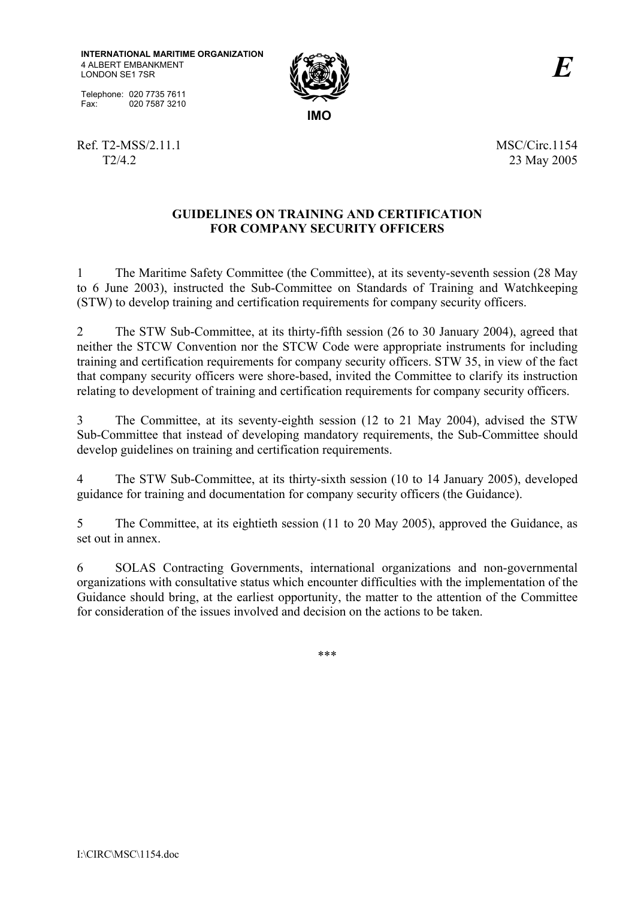**INTERNATIONAL MARITIME ORGANIZATION**
4 ALBERT EMBANKMENT
LONDON SE1 7SR

Telephone: 020 7735 7611
Fax: 020 7587 3210

**IMO**

***E***

Ref. T2-MSS/2.11.1
T2/4.2

MSC/Circ.1154
23 May 2005

## GUIDELINES ON TRAINING AND CERTIFICATION FOR COMPANY SECURITY OFFICERS

1 The Maritime Safety Committee (the Committee), at its seventy-seventh session (28 May to 6 June 2003), instructed the Sub-Committee on Standards of Training and Watchkeeping (STW) to develop training and certification requirements for company security officers.

2 The STW Sub-Committee, at its thirty-fifth session (26 to 30 January 2004), agreed that neither the STCW Convention nor the STCW Code were appropriate instruments for including training and certification requirements for company security officers. STW 35, in view of the fact that company security officers were shore-based, invited the Committee to clarify its instruction relating to development of training and certification requirements for company security officers.

3 The Committee, at its seventy-eighth session (12 to 21 May 2004), advised the STW Sub-Committee that instead of developing mandatory requirements, the Sub-Committee should develop guidelines on training and certification requirements.

4 The STW Sub-Committee, at its thirty-sixth session (10 to 14 January 2005), developed guidance for training and documentation for company security officers (the Guidance).

5 The Committee, at its eightieth session (11 to 20 May 2005), approved the Guidance, as set out in annex.

6 SOLAS Contracting Governments, international organizations and non-governmental organizations with consultative status which encounter difficulties with the implementation of the Guidance should bring, at the earliest opportunity, the matter to the attention of the Committee for consideration of the issues involved and decision on the actions to be taken.

\*\*\*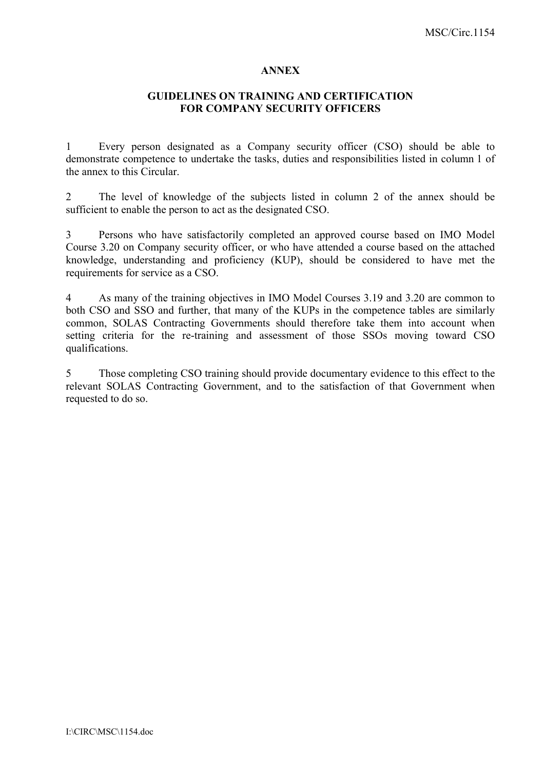# ANNEX

## GUIDELINES ON TRAINING AND CERTIFICATION FOR COMPANY SECURITY OFFICERS

1 Every person designated as a Company security officer (CSO) should be able to demonstrate competence to undertake the tasks, duties and responsibilities listed in column 1 of the annex to this Circular.

2 The level of knowledge of the subjects listed in column 2 of the annex should be sufficient to enable the person to act as the designated CSO.

3 Persons who have satisfactorily completed an approved course based on IMO Model Course 3.20 on Company security officer, or who have attended a course based on the attached knowledge, understanding and proficiency (KUP), should be considered to have met the requirements for service as a CSO.

4 As many of the training objectives in IMO Model Courses 3.19 and 3.20 are common to both CSO and SSO and further, that many of the KUPs in the competence tables are similarly common, SOLAS Contracting Governments should therefore take them into account when setting criteria for the re-training and assessment of those SSOs moving toward CSO qualifications.

5 Those completing CSO training should provide documentary evidence to this effect to the relevant SOLAS Contracting Government, and to the satisfaction of that Government when requested to do so.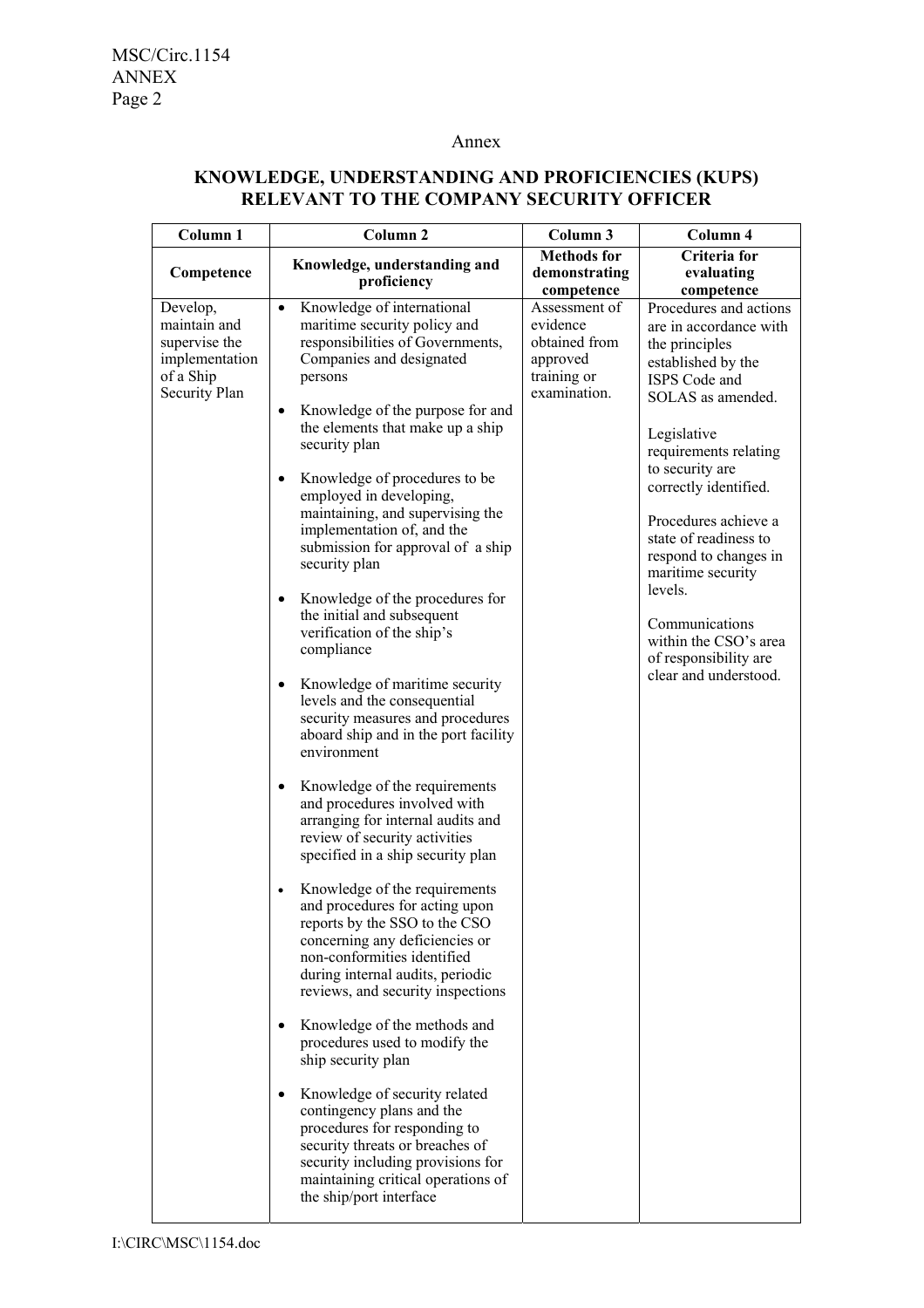Annex

## KNOWLEDGE, UNDERSTANDING AND PROFICIENCIES (KUPS) RELEVANT TO THE COMPANY SECURITY OFFICER

| Column 1 | Column 2 | Column 3 | Column 4 |
|---|---|---|---|
| **Competence** | **Knowledge, understanding and proficiency** | **Methods for demonstrating competence** | **Criteria for evaluating competence** |
| Develop, maintain and supervise the implementation of a Ship Security Plan | • Knowledge of international maritime security policy and responsibilities of Governments, Companies and designated persons<br><br>• Knowledge of the purpose for and the elements that make up a ship security plan<br><br>• Knowledge of procedures to be employed in developing, maintaining, and supervising the implementation of, and the submission for approval of a ship security plan<br><br>• Knowledge of the procedures for the initial and subsequent verification of the ship's compliance<br><br>• Knowledge of maritime security levels and the consequential security measures and procedures aboard ship and in the port facility environment<br><br>• Knowledge of the requirements and procedures involved with arranging for internal audits and review of security activities specified in a ship security plan<br><br>• Knowledge of the requirements and procedures for acting upon reports by the SSO to the CSO concerning any deficiencies or non-conformities identified during internal audits, periodic reviews, and security inspections<br><br>• Knowledge of the methods and procedures used to modify the ship security plan<br><br>• Knowledge of security related contingency plans and the procedures for responding to security threats or breaches of security including provisions for maintaining critical operations of the ship/port interface | Assessment of evidence obtained from approved training or examination. | Procedures and actions are in accordance with the principles established by the ISPS Code and SOLAS as amended.<br><br>Legislative requirements relating to security are correctly identified.<br><br>Procedures achieve a state of readiness to respond to changes in maritime security levels.<br><br>Communications within the CSO's area of responsibility are clear and understood. |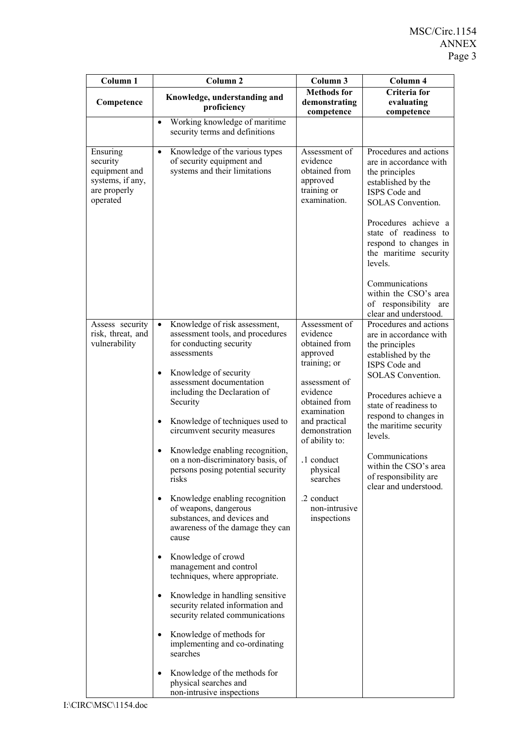| Column 1 | Column 2 | Column 3 | Column 4 |
|---|---|---|---|
| **Competence** | **Knowledge, understanding and proficiency** | **Methods for demonstrating competence** | **Criteria for evaluating competence** |
| | • Working knowledge of maritime security terms and definitions | | |
| Ensuring security equipment and systems, if any, are properly operated | • Knowledge of the various types of security equipment and systems and their limitations | Assessment of evidence obtained from approved training or examination. | Procedures and actions are in accordance with the principles established by the ISPS Code and SOLAS Convention.<br><br>Procedures achieve a state of readiness to respond to changes in the maritime security levels.<br><br>Communications within the CSO's area of responsibility are clear and understood. |
| Assess security risk, threat, and vulnerability | • Knowledge of risk assessment, assessment tools, and procedures for conducting security assessments<br><br>• Knowledge of security assessment documentation including the Declaration of Security<br><br>• Knowledge of techniques used to circumvent security measures<br><br>• Knowledge enabling recognition, on a non-discriminatory basis, of persons posing potential security risks<br><br>• Knowledge enabling recognition of weapons, dangerous substances, and devices and awareness of the damage they can cause<br><br>• Knowledge of crowd management and control techniques, where appropriate.<br><br>• Knowledge in handling sensitive security related information and security related communications<br><br>• Knowledge of methods for implementing and co-ordinating searches<br><br>• Knowledge of the methods for physical searches and non-intrusive inspections | Assessment of evidence obtained from approved training; or<br><br>assessment of evidence obtained from examination and practical demonstration of ability to:<br><br>.1 conduct physical searches<br><br>.2 conduct non-intrusive inspections | Procedures and actions are in accordance with the principles established by the ISPS Code and SOLAS Convention.<br><br>Procedures achieve a state of readiness to respond to changes in the maritime security levels.<br><br>Communications within the CSO's area of responsibility are clear and understood. |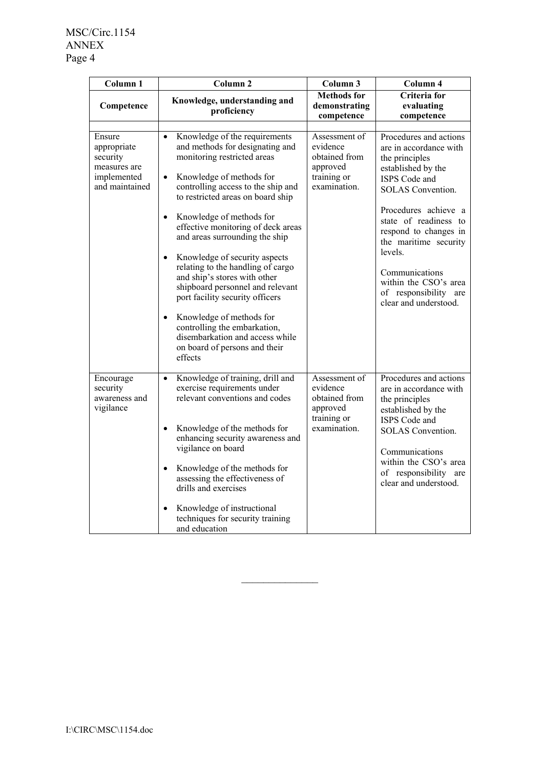| Column 1 | Column 2 | Column 3 | Column 4 |
|---|---|---|---|
| **Competence** | **Knowledge, understanding and proficiency** | **Methods for demonstrating competence** | **Criteria for evaluating competence** |
| Ensure appropriate security measures are implemented and maintained | • Knowledge of the requirements and methods for designating and monitoring restricted areas<br><br>• Knowledge of methods for controlling access to the ship and to restricted areas on board ship<br><br>• Knowledge of methods for effective monitoring of deck areas and areas surrounding the ship<br><br>• Knowledge of security aspects relating to the handling of cargo and ship's stores with other shipboard personnel and relevant port facility security officers<br><br>• Knowledge of methods for controlling the embarkation, disembarkation and access while on board of persons and their effects | Assessment of evidence obtained from approved training or examination. | Procedures and actions are in accordance with the principles established by the ISPS Code and SOLAS Convention.<br><br>Procedures achieve a state of readiness to respond to changes in the maritime security levels.<br><br>Communications within the CSO's area of responsibility are clear and understood. |
| Encourage security awareness and vigilance | • Knowledge of training, drill and exercise requirements under relevant conventions and codes<br><br>• Knowledge of the methods for enhancing security awareness and vigilance on board<br><br>• Knowledge of the methods for assessing the effectiveness of drills and exercises<br><br>• Knowledge of instructional techniques for security training and education | Assessment of evidence obtained from approved training or examination. | Procedures and actions are in accordance with the principles established by the ISPS Code and SOLAS Convention.<br><br>Communications within the CSO's area of responsibility are clear and understood. |

\_\_\_\_\_\_\_\_\_\_\_\_\_\_\_\_